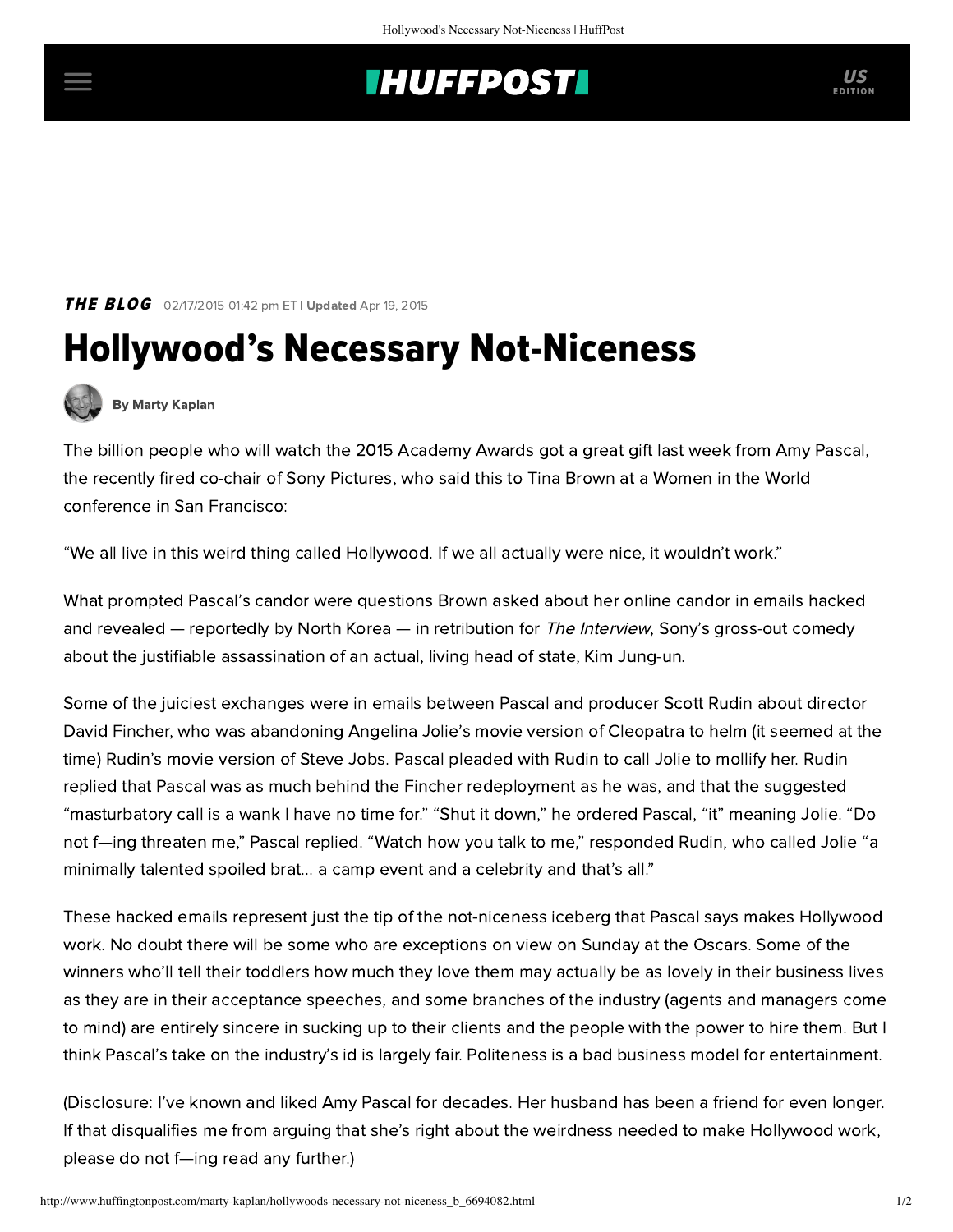**THE BLOG** 02/17/2015 01:42 pm ET | **Updated** Apr 19, 2015

# Hollywood's Necessary Not-Niceness

By Marty Kaplan

The billion people who will watch the 2015 Academy Awards got a great gift last week from Amy Pascal, the recently fired co-chair of Sony Pictures, who said this to Tina Brown at a Women in the World conference in San Francisco:

"We all live in this weird thing called Hollywood. If we all actually were nice, it wouldn't work."

What prompted Pascal's candor were questions Brown asked about her online candor in emails hacked and revealed — reportedly by North Korea — in retribution for *The Interview*, Sony's gross-out comedy about the justifiable assassination of an actual, living head of state, Kim Jung-un.

Some of the juiciest exchanges were in emails between Pascal and producer Scott Rudin about director David Fincher, who was abandoning Angelina Jolie's movie version of Cleopatra to helm (it seemed at the time) Rudin's movie version of Steve Jobs. Pascal pleaded with Rudin to call Jolie to mollify her. Rudin replied that Pascal was as much behind the Fincher redeployment as he was, and that the suggested "masturbatory call is a wank I have no time for." "Shut it down," he ordered Pascal, "it" meaning Jolie. "Do not f—ing threaten me," Pascal replied. "Watch how you talk to me," responded Rudin, who called Jolie "a minimally talented spoiled brat... a camp event and a celebrity and that's all."

These hacked emails represent just the tip of the not-niceness iceberg that Pascal says makes Hollywood work. No doubt there will be some who are exceptions on view on Sunday at the Oscars. Some of the winners who'll tell their toddlers how much they love them may actually be as lovely in their business lives as they are in their acceptance speeches, and some branches of the industry (agents and managers come to mind) are entirely sincere in sucking up to their clients and the people with the power to hire them. But I think Pascal's take on the industry's id is largely fair. Politeness is a bad business model for entertainment.

(Disclosure: I've known and liked Amy Pascal for decades. Her husband has been a friend for even longer. If that disqualifies me from arguing that she's right about the weirdness needed to make Hollywood work, please do not f—ing read any further.)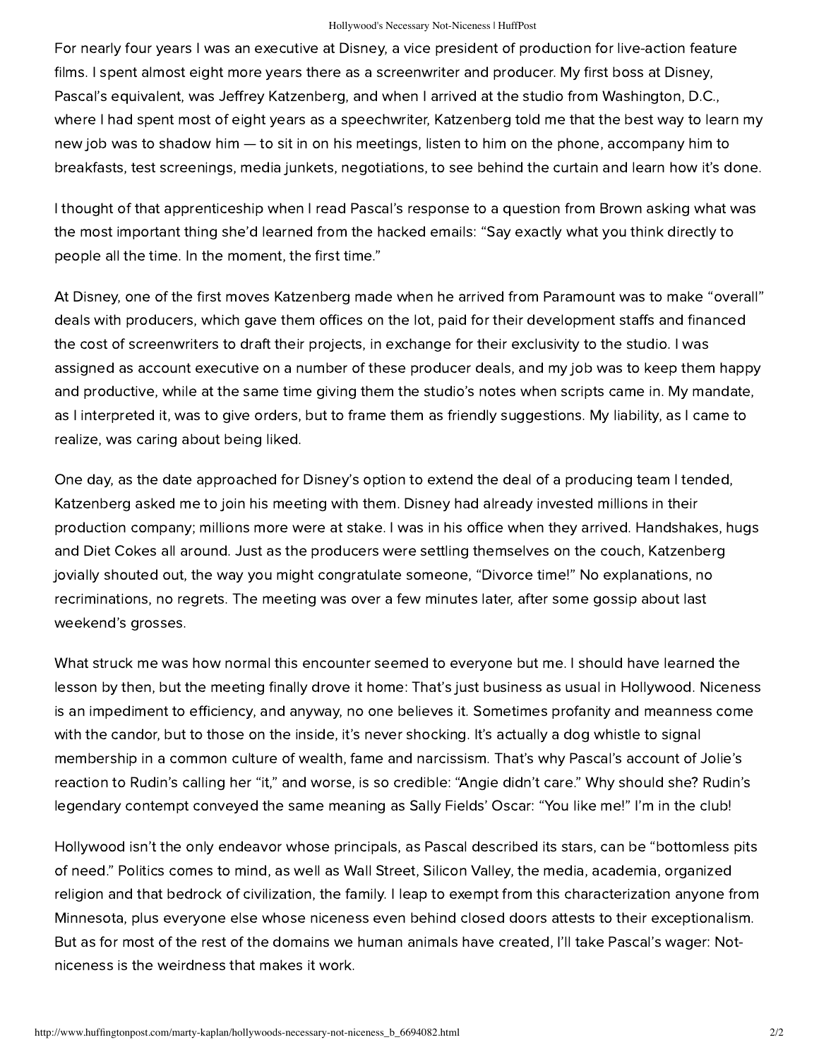For nearly four years I was an executive at Disney, a vice president of production for live-action feature films. I spent almost eight more years there as a screenwriter and producer. My first boss at Disney, Pascal's equivalent, was Jeffrey Katzenberg, and when I arrived at the studio from Washington, D.C., where I had spent most of eight years as a speechwriter, Katzenberg told me that the best way to learn my new job was to shadow him — to sit in on his meetings, listen to him on the phone, accompany him to breakfasts, test screenings, media junkets, negotiations, to see behind the curtain and learn how it's done.

I thought of that apprenticeship when I read Pascal's response to a question from Brown asking what was the most important thing she'd learned from the hacked emails: "Say exactly what you think directly to people all the time. In the moment, the first time."

At Disney, one of the first moves Katzenberg made when he arrived from Paramount was to make "overall" deals with producers, which gave them offices on the lot, paid for their development staffs and financed the cost of screenwriters to draft their projects, in exchange for their exclusivity to the studio. I was assigned as account executive on a number of these producer deals, and my job was to keep them happy and productive, while at the same time giving them the studio's notes when scripts came in. My mandate, as I interpreted it, was to give orders, but to frame them as friendly suggestions. My liability, as I came to realize, was caring about being liked.

One day, as the date approached for Disney's option to extend the deal of a producing team I tended, Katzenberg asked me to join his meeting with them. Disney had already invested millions in their production company; millions more were at stake. I was in his office when they arrived. Handshakes, hugs and Diet Cokes all around. Just as the producers were settling themselves on the couch, Katzenberg jovially shouted out, the way you might congratulate someone, "Divorce time!" No explanations, no recriminations, no regrets. The meeting was over a few minutes later, after some gossip about last weekend's grosses.

What struck me was how normal this encounter seemed to everyone but me. I should have learned the lesson by then, but the meeting finally drove it home: That's just business as usual in Hollywood. Niceness is an impediment to efficiency, and anyway, no one believes it. Sometimes profanity and meanness come with the candor, but to those on the inside, it's never shocking. It's actually a dog whistle to signal membership in a common culture of wealth, fame and narcissism. That's why Pascal's account of Jolie's reaction to Rudin's calling her "it," and worse, is so credible: "Angie didn't care." Why should she? Rudin's legendary contempt conveyed the same meaning as Sally Fields' Oscar: "You like me!" I'm in the club!

Hollywood isn't the only endeavor whose principals, as Pascal described its stars, can be "bottomless pits of need." Politics comes to mind, as well as Wall Street, Silicon Valley, the media, academia, organized religion and that bedrock of civilization, the family. I leap to exempt from this characterization anyone from Minnesota, plus everyone else whose niceness even behind closed doors attests to their exceptionalism. But as for most of the rest of the domains we human animals have created, I'll take Pascal's wager: Not-niceness is the weirdness that makes it work.